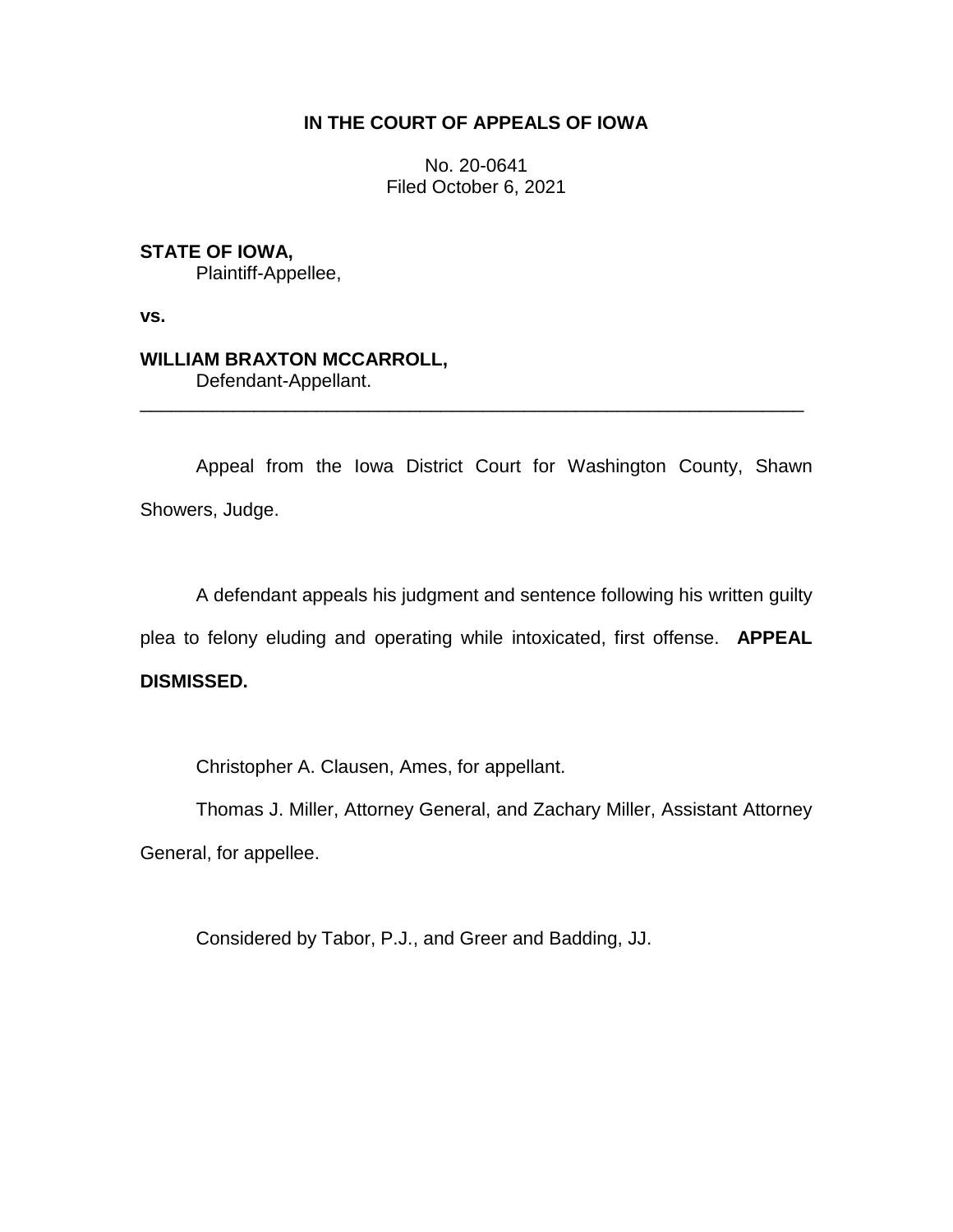**IN THE COURT OF APPEALS OF IOWA**

No. 20-0641
Filed October 6, 2021

**STATE OF IOWA,**
Plaintiff-Appellee,

**vs.**

**WILLIAM BRAXTON MCCARROLL,**
Defendant-Appellant.

---

Appeal from the Iowa District Court for Washington County, Shawn Showers, Judge.

A defendant appeals his judgment and sentence following his written guilty plea to felony eluding and operating while intoxicated, first offense. **APPEAL DISMISSED.**

Christopher A. Clausen, Ames, for appellant.

Thomas J. Miller, Attorney General, and Zachary Miller, Assistant Attorney General, for appellee.

Considered by Tabor, P.J., and Greer and Badding, JJ.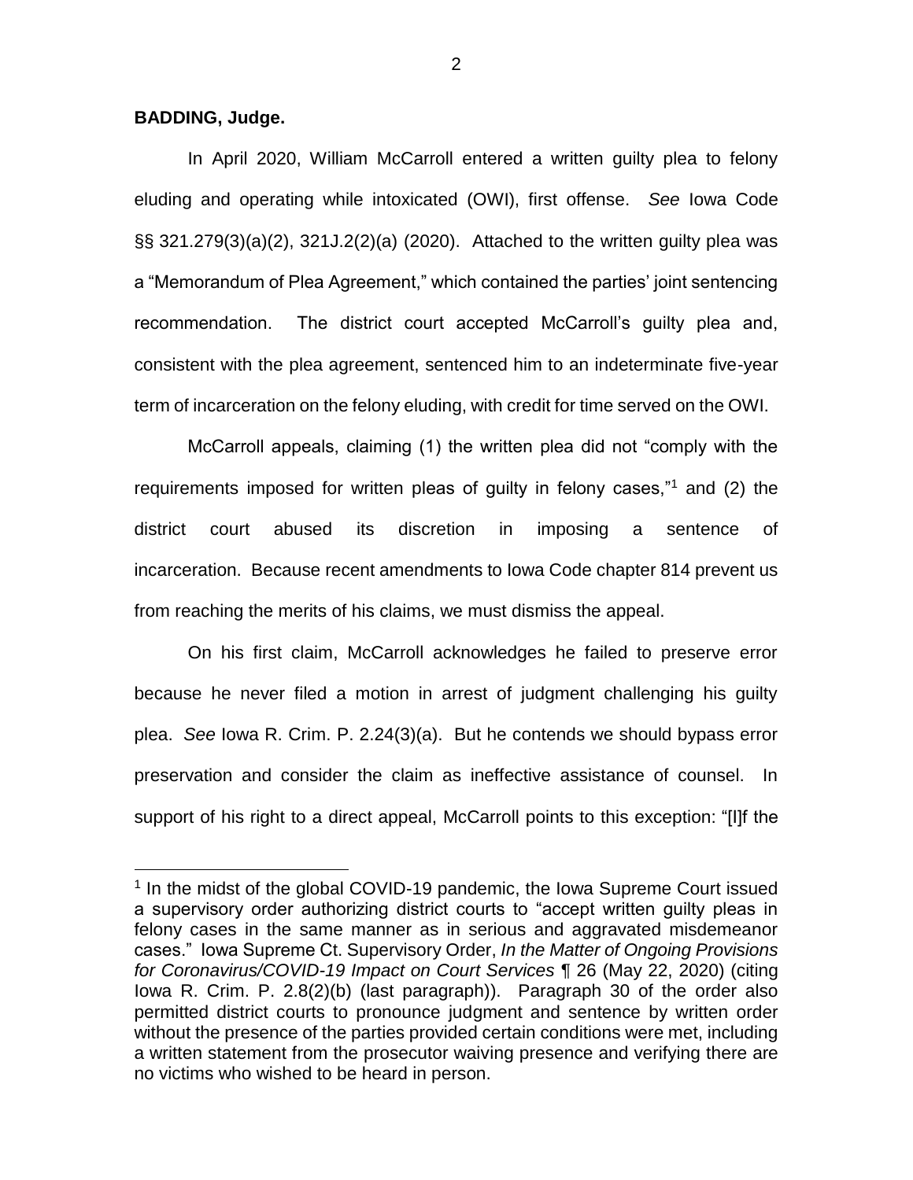**BADDING, Judge.**

In April 2020, William McCarroll entered a written guilty plea to felony eluding and operating while intoxicated (OWI), first offense. *See* Iowa Code §§ 321.279(3)(a)(2), 321J.2(2)(a) (2020). Attached to the written guilty plea was a "Memorandum of Plea Agreement," which contained the parties' joint sentencing recommendation. The district court accepted McCarroll's guilty plea and, consistent with the plea agreement, sentenced him to an indeterminate five-year term of incarceration on the felony eluding, with credit for time served on the OWI.

McCarroll appeals, claiming (1) the written plea did not "comply with the requirements imposed for written pleas of guilty in felony cases,"[1] and (2) the district court abused its discretion in imposing a sentence of incarceration. Because recent amendments to Iowa Code chapter 814 prevent us from reaching the merits of his claims, we must dismiss the appeal.

On his first claim, McCarroll acknowledges he failed to preserve error because he never filed a motion in arrest of judgment challenging his guilty plea. *See* Iowa R. Crim. P. 2.24(3)(a). But he contends we should bypass error preservation and consider the claim as ineffective assistance of counsel. In support of his right to a direct appeal, McCarroll points to this exception: "[I]f the

---

[1] In the midst of the global COVID-19 pandemic, the Iowa Supreme Court issued a supervisory order authorizing district courts to "accept written guilty pleas in felony cases in the same manner as in serious and aggravated misdemeanor cases." Iowa Supreme Ct. Supervisory Order, *In the Matter of Ongoing Provisions for Coronavirus/COVID-19 Impact on Court Services* ¶ 26 (May 22, 2020) (citing Iowa R. Crim. P. 2.8(2)(b) (last paragraph)). Paragraph 30 of the order also permitted district courts to pronounce judgment and sentence by written order without the presence of the parties provided certain conditions were met, including a written statement from the prosecutor waiving presence and verifying there are no victims who wished to be heard in person.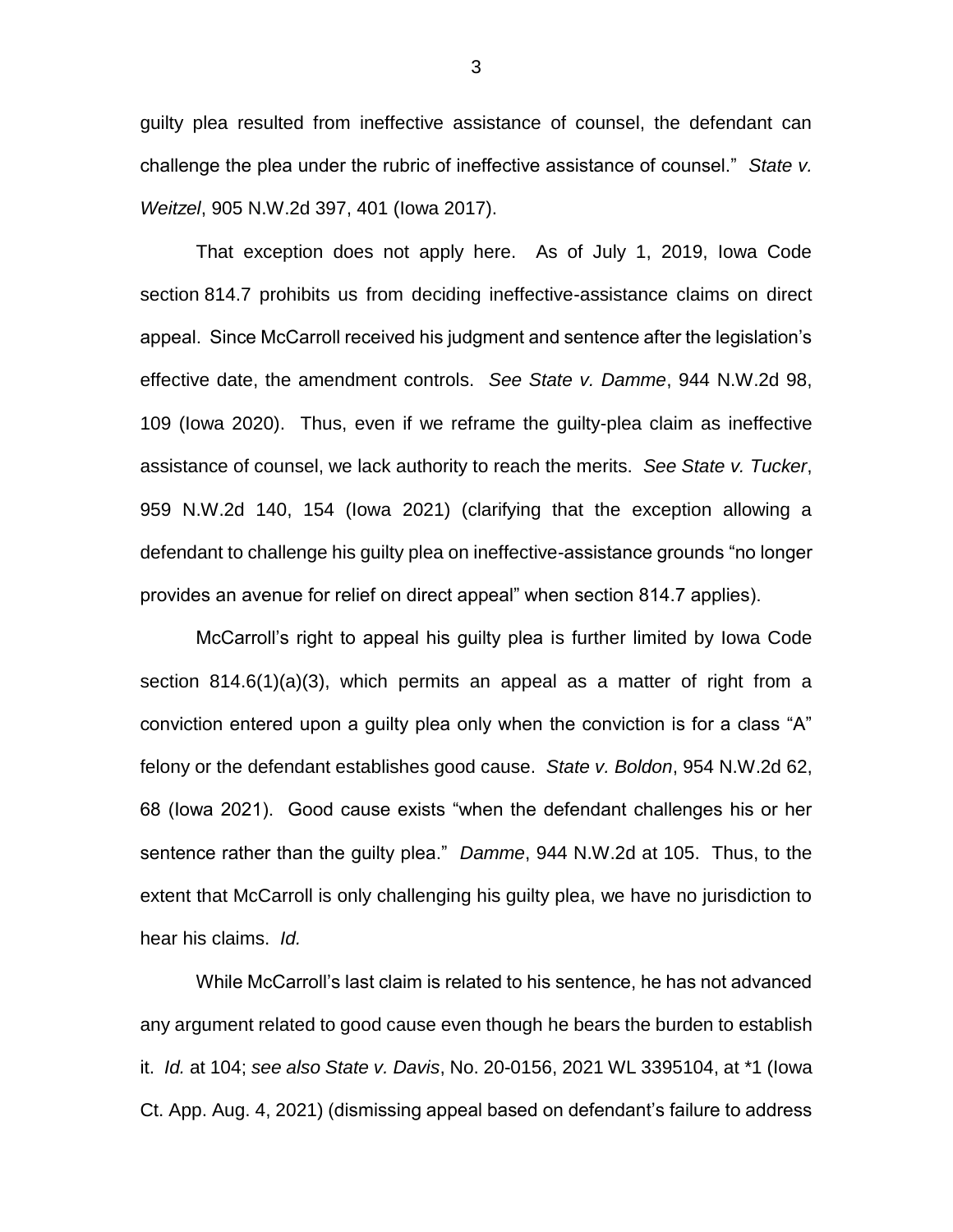guilty plea resulted from ineffective assistance of counsel, the defendant can challenge the plea under the rubric of ineffective assistance of counsel." *State v. Weitzel*, 905 N.W.2d 397, 401 (Iowa 2017).

That exception does not apply here. As of July 1, 2019, Iowa Code section 814.7 prohibits us from deciding ineffective-assistance claims on direct appeal. Since McCarroll received his judgment and sentence after the legislation's effective date, the amendment controls. *See State v. Damme*, 944 N.W.2d 98, 109 (Iowa 2020). Thus, even if we reframe the guilty-plea claim as ineffective assistance of counsel, we lack authority to reach the merits. *See State v. Tucker*, 959 N.W.2d 140, 154 (Iowa 2021) (clarifying that the exception allowing a defendant to challenge his guilty plea on ineffective-assistance grounds "no longer provides an avenue for relief on direct appeal" when section 814.7 applies).

McCarroll's right to appeal his guilty plea is further limited by Iowa Code section 814.6(1)(a)(3), which permits an appeal as a matter of right from a conviction entered upon a guilty plea only when the conviction is for a class "A" felony or the defendant establishes good cause. *State v. Boldon*, 954 N.W.2d 62, 68 (Iowa 2021). Good cause exists "when the defendant challenges his or her sentence rather than the guilty plea." *Damme*, 944 N.W.2d at 105. Thus, to the extent that McCarroll is only challenging his guilty plea, we have no jurisdiction to hear his claims. *Id.*

While McCarroll's last claim is related to his sentence, he has not advanced any argument related to good cause even though he bears the burden to establish it. *Id.* at 104; *see also State v. Davis*, No. 20-0156, 2021 WL 3395104, at *1 (Iowa Ct. App. Aug. 4, 2021) (dismissing appeal based on defendant's failure to address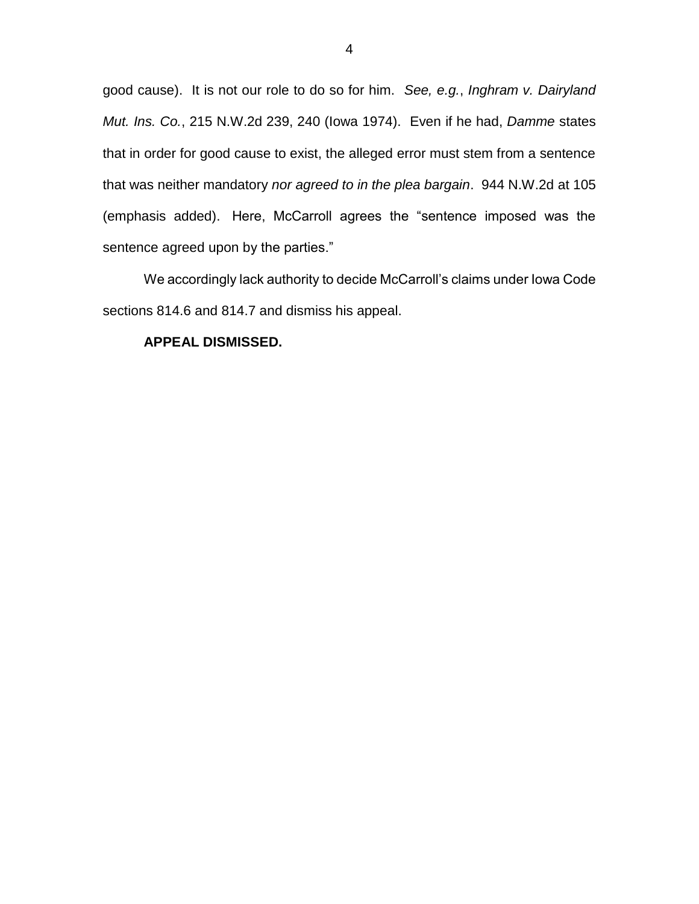good cause). It is not our role to do so for him. *See, e.g.*, *Inghram v. Dairyland Mut. Ins. Co.*, 215 N.W.2d 239, 240 (Iowa 1974). Even if he had, *Damme* states that in order for good cause to exist, the alleged error must stem from a sentence that was neither mandatory *nor agreed to in the plea bargain*. 944 N.W.2d at 105 (emphasis added). Here, McCarroll agrees the "sentence imposed was the sentence agreed upon by the parties."

We accordingly lack authority to decide McCarroll's claims under Iowa Code sections 814.6 and 814.7 and dismiss his appeal.

**APPEAL DISMISSED.**